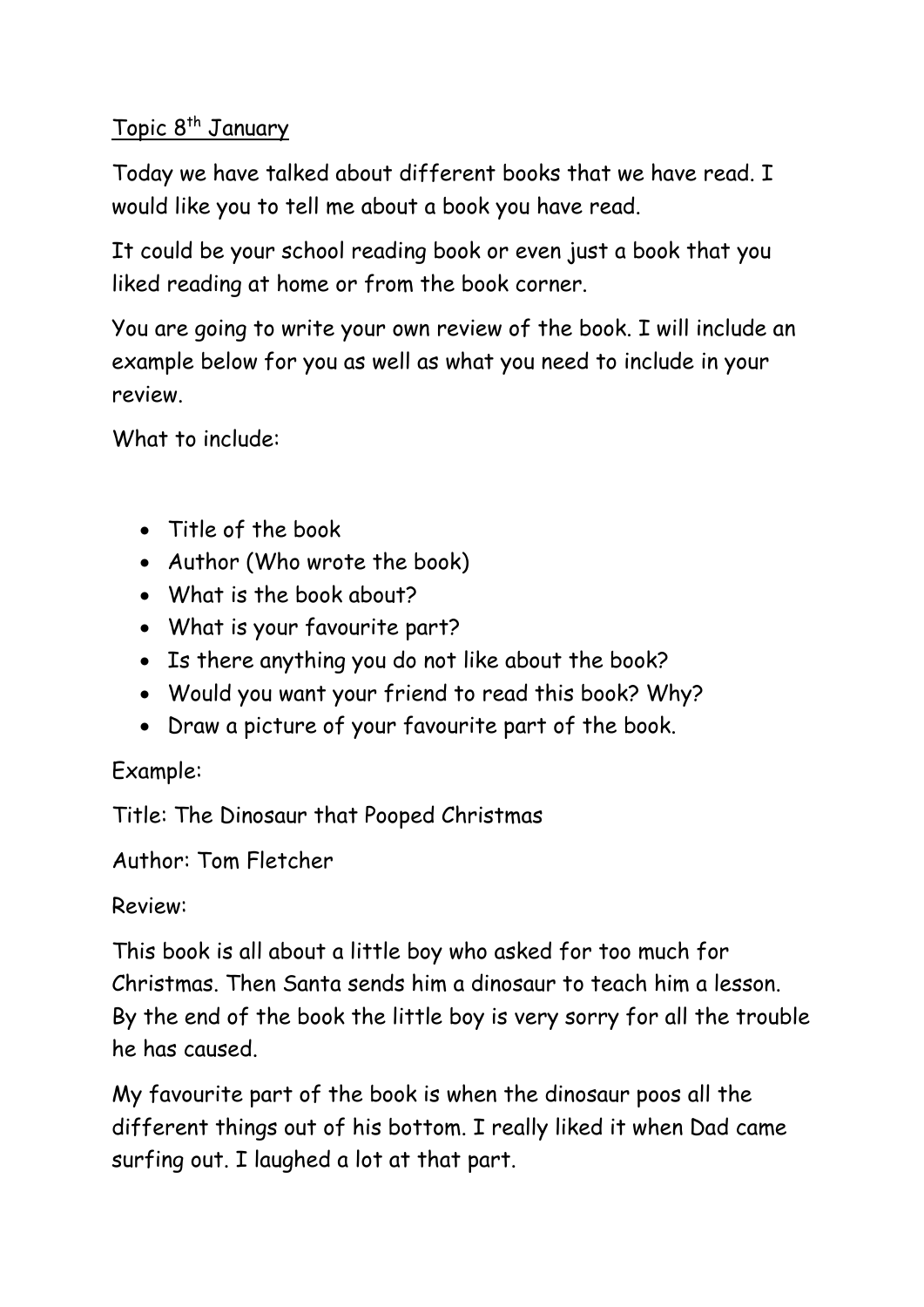Topic 8th January

Today we have talked about different books that we have read. I would like you to tell me about a book you have read.

It could be your school reading book or even just a book that you liked reading at home or from the book corner.

You are going to write your own review of the book. I will include an example below for you as well as what you need to include in your review.

What to include:

- Title of the book
- Author (Who wrote the book)
- What is the book about?
- What is your favourite part?
- Is there anything you do not like about the book?
- Would you want your friend to read this book? Why?
- Draw a picture of your favourite part of the book.

Example:

Title: The Dinosaur that Pooped Christmas

Author: Tom Fletcher

Review:

This book is all about a little boy who asked for too much for Christmas. Then Santa sends him a dinosaur to teach him a lesson. By the end of the book the little boy is very sorry for all the trouble he has caused.

My favourite part of the book is when the dinosaur poos all the different things out of his bottom. I really liked it when Dad came surfing out. I laughed a lot at that part.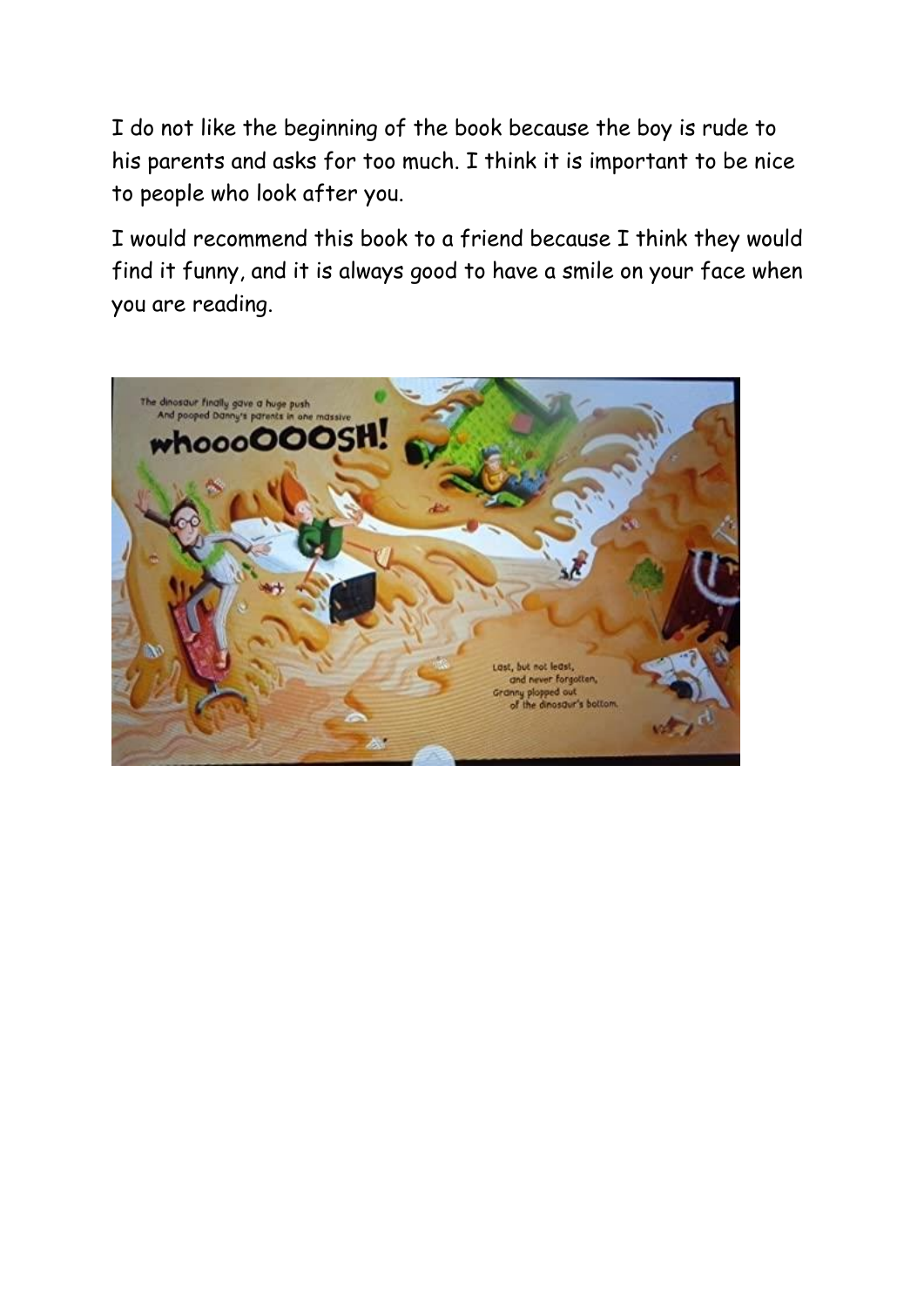I do not like the beginning of the book because the boy is rude to his parents and asks for too much. I think it is important to be nice to people who look after you.

I would recommend this book to a friend because I think they would find it funny, and it is always good to have a smile on your face when you are reading.